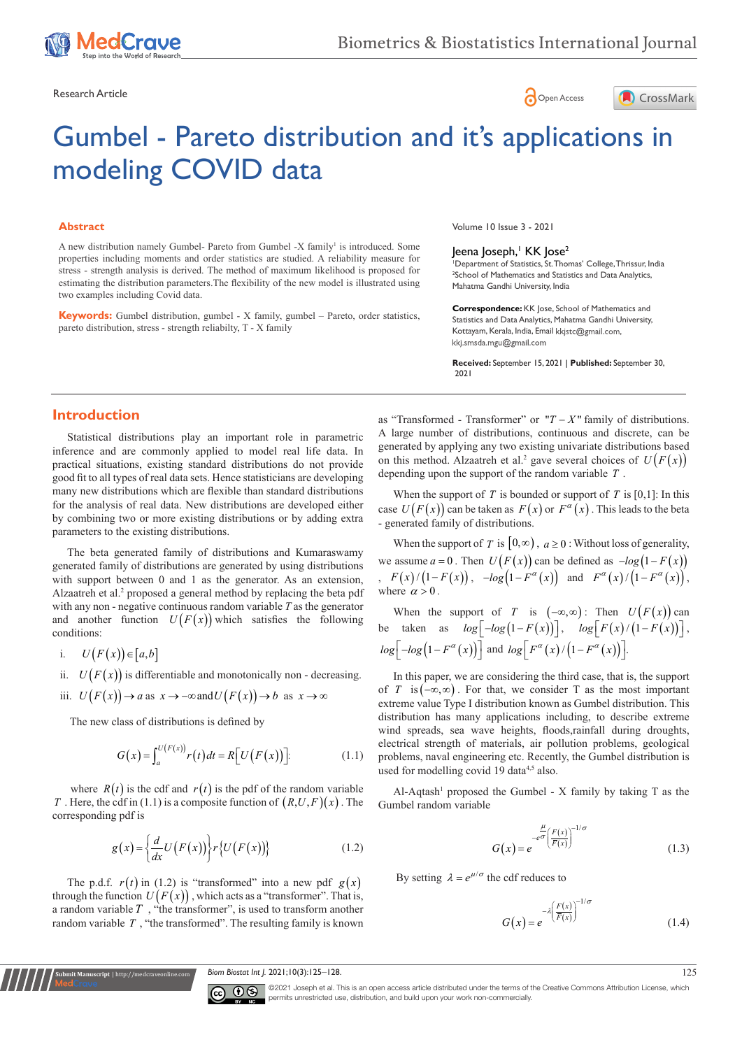Research Article

# Gumbel - Pareto distribution and it's applications in modeling COVID data

## Abstract

A new distribution namely Gumbel- Pareto from Gumbel -X family[1] is introduced. Some properties including moments and order statistics are studied. A reliability measure for stress - strength analysis is derived. The method of maximum likelihood is proposed for estimating the distribution parameters.The flexibility of the new model is illustrated using two examples including Covid data.

**Keywords:** Gumbel distribution, gumbel - X family, gumbel – Pareto, order statistics, pareto distribution, stress - strength reliabilty, T - X family

Volume 10 Issue 3 - 2021

Jeena Joseph,[1] KK Jose[2]

[1]Department of Statistics, St. Thomas' College, Thrissur, India
[2]School of Mathematics and Statistics and Data Analytics, Mahatma Gandhi University, India

**Correspondence:** KK Jose, School of Mathematics and Statistics and Data Analytics, Mahatma Gandhi University, Kottayam, Kerala, India, Email kkjstc@gmail.com, kkj.smsda.mgu@gmail.com

**Received:** September 15, 2021 | **Published:** September 30, 2021

## Introduction

Statistical distributions play an important role in parametric inference and are commonly applied to model real life data. In practical situations, existing standard distributions do not provide good fit to all types of real data sets. Hence statisticians are developing many new distributions which are flexible than standard distributions for the analysis of real data. New distributions are developed either by combining two or more existing distributions or by adding extra parameters to the existing distributions.

The beta generated family of distributions and Kumaraswamy generated family of distributions are generated by using distributions with support between 0 and 1 as the generator. As an extension, Alzaatreh et al.[2] proposed a general method by replacing the beta pdf with any non - negative continuous random variable $T$ as the generator and another function $U(F(x))$ which satisfies the following conditions:

i. $U(F(x)) \in [a,b]$

ii. $U(F(x))$ is differentiable and monotonically non - decreasing.

iii. $U(F(x)) \to a$ as $x \to -\infty$ and $U(F(x)) \to b$ as $x \to \infty$

The new class of distributions is defined by

$$G(x) = \int_a^{U(F(x))} r(t)\,dt = R\left[U(F(x))\right] \tag{1.1}$$

where $R(t)$ is the cdf and $r(t)$ is the pdf of the random variable $T$. Here, the cdf in (1.1) is a composite function of $(R,U,F)(x)$. The corresponding pdf is

$$g(x) = \left\{\frac{d}{dx}U(F(x))\right\} r\left\{U(F(x))\right\} \tag{1.2}$$

The p.d.f. $r(t)$ in (1.2) is "transformed" into a new pdf $g(x)$ through the function $U(F(x))$, which acts as a "transformer". That is, a random variable $T$, "the transformer", is used to transform another random variable $T$, "the transformed". The resulting family is known as "Transformed - Transformer" or "$T-X$" family of distributions. A large number of distributions, continuous and discrete, can be generated by applying any two existing univariate distributions based on this method. Alzaatreh et al.[2] gave several choices of $U(F(x))$ depending upon the support of the random variable $T$.

When the support of $T$ is bounded or support of $T$ is [0,1]: In this case $U(F(x))$ can be taken as $F(x)$ or $F^{\alpha}(x)$. This leads to the beta - generated family of distributions.

When the support of $T$ is $[0,\infty)$, $a \geq 0$: Without loss of generality, we assume $a = 0$. Then $U(F(x))$ can be defined as $-log(1-F(x))$, $F(x)/(1-F(x))$, $-log(1-F^{\alpha}(x))$ and $F^{\alpha}(x)/(1-F^{\alpha}(x))$, where $\alpha > 0$.

When the support of $T$ is $(-\infty,\infty)$: Then $U(F(x))$ can be taken as $log\left[-log(1-F(x))\right]$, $log\left[F(x)/(1-F(x))\right]$, $log\left[-log(1-F^{\alpha}(x))\right]$ and $log\left[F^{\alpha}(x)/(1-F^{\alpha}(x))\right]$.

In this paper, we are considering the third case, that is, the support of $T$ is $(-\infty,\infty)$. For that, we consider T as the most important extreme value Type I distribution known as Gumbel distribution. This distribution has many applications including, to describe extreme wind spreads, sea wave heights, floods,rainfall during droughts, electrical strength of materials, air pollution problems, geological problems, naval engineering etc. Recently, the Gumbel distribution is used for modelling covid 19 data[4,5] also.

Al-Aqtash[1] proposed the Gumbel - X family by taking T as the Gumbel random variable

$$G(x) = e^{-e^{\frac{\mu}{\sigma}}\left(\frac{F(x)}{\bar{F}(x)}\right)^{-1/\sigma}} \tag{1.3}$$

By setting $\lambda = e^{\mu/\sigma}$ the cdf reduces to

$$G(x) = e^{-\lambda\left(\frac{F(x)}{\bar{F}(x)}\right)^{-1/\sigma}} \tag{1.4}$$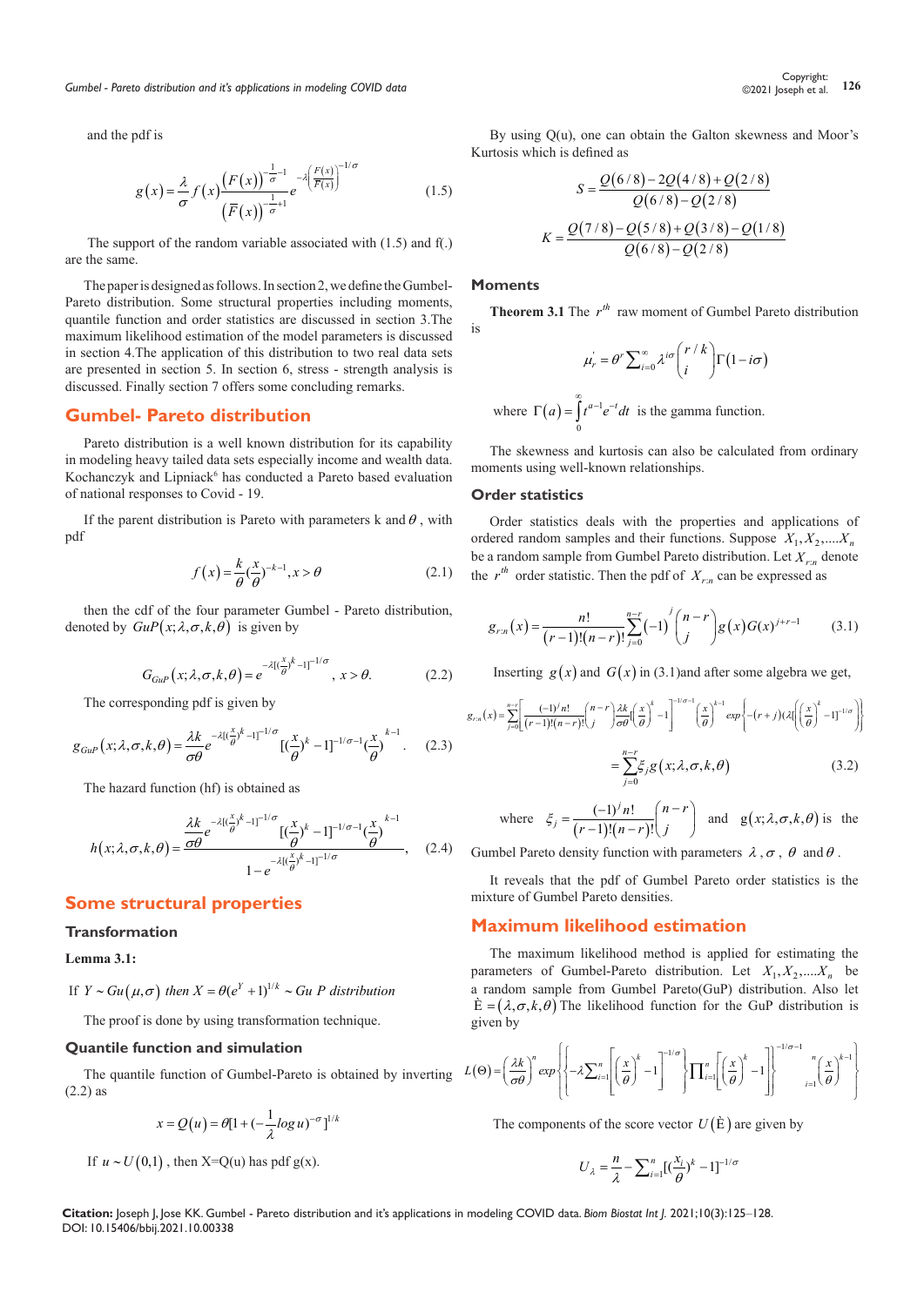and the pdf is

$$g(x)=\frac{\lambda}{\sigma}f(x)\frac{(F(x))^{-\frac{1}{\sigma}-1}}{(\bar{F}(x))^{-\frac{1}{\sigma}+1}}e^{-\lambda\left(\frac{F(x)}{\bar{F}(x)}\right)^{-1/\sigma}} \tag{1.5}$$

The support of the random variable associated with (1.5) and f(.) are the same.

The paper is designed as follows. In section 2, we define the Gumbel-Pareto distribution. Some structural properties including moments, quantile function and order statistics are discussed in section 3.The maximum likelihood estimation of the model parameters is discussed in section 4.The application of this distribution to two real data sets are presented in section 5. In section 6, stress - strength analysis is discussed. Finally section 7 offers some concluding remarks.

## Gumbel- Pareto distribution

Pareto distribution is a well known distribution for its capability in modeling heavy tailed data sets especially income and wealth data. Kochanczyk and Lipniack[6] has conducted a Pareto based evaluation of national responses to Covid - 19.

If the parent distribution is Pareto with parameters k and $\theta$, with pdf

$$f(x)=\frac{k}{\theta}\left(\frac{x}{\theta}\right)^{-k-1}, x>\theta \tag{2.1}$$

then the cdf of the four parameter Gumbel - Pareto distribution, denoted by $GuP(x;\lambda,\sigma,k,\theta)$ is given by

$$G_{GuP}(x;\lambda,\sigma,k,\theta)=e^{-\lambda[(\frac{x}{\theta})^k-1]^{-1/\sigma}},\ x>\theta. \tag{2.2}$$

The corresponding pdf is given by

$$g_{GuP}(x;\lambda,\sigma,k,\theta)=\frac{\lambda k}{\sigma\theta}e^{-\lambda[(\frac{x}{\theta})^k-1]^{-1/\sigma}}[(\frac{x}{\theta})^k-1]^{-1/\sigma-1}(\frac{x}{\theta})^{k-1}. \tag{2.3}$$

The hazard function (hf) is obtained as

$$h(x;\lambda,\sigma,k,\theta)=\frac{\frac{\lambda k}{\sigma\theta}e^{-\lambda[(\frac{x}{\theta})^k-1]^{-1/\sigma}}[(\frac{x}{\theta})^k-1]^{-1/\sigma-1}(\frac{x}{\theta})^{k-1}}{1-e^{-\lambda[(\frac{x}{\theta})^k-1]^{-1/\sigma}}}, \tag{2.4}$$

## Some structural properties

### Transformation

**Lemma 3.1:**

*If $Y\sim Gu(\mu,\sigma)$ then $X=\theta(e^Y+1)^{1/k}\sim Gu\ P$ distribution*

The proof is done by using transformation technique.

### Quantile function and simulation

The quantile function of Gumbel-Pareto is obtained by inverting (2.2) as

$$x=Q(u)=\theta[1+(-\frac{1}{\lambda}\log u)^{-\sigma}]^{1/k}$$

If $u\sim U(0,1)$, then X=Q(u) has pdf g(x).

By using Q(u), one can obtain the Galton skewness and Moor's Kurtosis which is defined as

$$S=\frac{Q(6/8)-2Q(4/8)+Q(2/8)}{Q(6/8)-Q(2/8)}$$

$$K=\frac{Q(7/8)-Q(5/8)+Q(3/8)-Q(1/8)}{Q(6/8)-Q(2/8)}$$

### Moments

**Theorem 3.1** The $r^{th}$ raw moment of Gumbel Pareto distribution is

$$\mu_r'=\theta^r\sum_{i=0}^{\infty}\lambda^{i\sigma}\binom{r/k}{i}\Gamma(1-i\sigma)$$

where $\Gamma(a)=\int_0^\infty t^{a-1}e^{-t}dt$ is the gamma function.

The skewness and kurtosis can also be calculated from ordinary moments using well-known relationships.

### Order statistics

Order statistics deals with the properties and applications of ordered random samples and their functions. Suppose $X_1,X_2,....X_n$ be a random sample from Gumbel Pareto distribution. Let $X_{r:n}$ denote the $r^{th}$ order statistic. Then the pdf of $X_{r:n}$ can be expressed as

$$g_{r:n}(x)=\frac{n!}{(r-1)!(n-r)!}\sum_{j=0}^{n-r}(-1)^j\binom{n-r}{j}g(x)G(x)^{j+r-1} \tag{3.1}$$

Inserting $g(x)$ and $G(x)$ in (3.1)and after some algebra we get,

$$g_{r:n}(x)=\sum_{j=0}^{n-r}\left[\frac{(-1)^j n!}{(r-1)!(n-r)!}\binom{n-r}{j}\frac{\lambda k}{\sigma\theta}[\left(\frac{x}{\theta}\right)^k-1\Big]^{-1/\sigma-1}\left(\frac{x}{\theta}\right)^{k-1}exp\left\{-(r+j)(\lambda[\left(\frac{x}{\theta}\right)^k-1]^{-1/\sigma})\right\}\right.$$

$$=\sum_{j=0}^{n-r}\xi_j g(x;\lambda,\sigma,k,\theta) \tag{3.2}$$

where $\xi_j=\frac{(-1)^j n!}{(r-1)!(n-r)!}\binom{n-r}{j}$ and $g(x;\lambda,\sigma,k,\theta)$ is the Gumbel Pareto density function with parameters $\lambda$, $\sigma$, $\theta$ and $\theta$.

It reveals that the pdf of Gumbel Pareto order statistics is the mixture of Gumbel Pareto densities.

## Maximum likelihood estimation

The maximum likelihood method is applied for estimating the parameters of Gumbel-Pareto distribution. Let $X_1,X_2,....X_n$ be a random sample from Gumbel Pareto(GuP) distribution. Also let $\grave{E}=(\lambda,\sigma,k,\theta)$ The likelihood function for the GuP distribution is given by

$$L(\Theta)=\left(\frac{\lambda k}{\sigma\theta}\right)^n exp\left\{\left\{-\lambda\sum_{i=1}^n\left[\left(\frac{x}{\theta}\right)^k-1\right]^{-1/\sigma}\right\}\prod_{i=1}^n\left[\left(\frac{x}{\theta}\right)^k-1\right]\right\}^{-1/\sigma-1}\prod_{i=1}^n\left(\frac{x}{\theta}\right)^{k-1}$$

The components of the score vector $U(\grave{E})$ are given by

$$U_\lambda=\frac{n}{\lambda}-\sum_{i=1}^n[(\frac{x_i}{\theta})^k-1]^{-1/\sigma}$$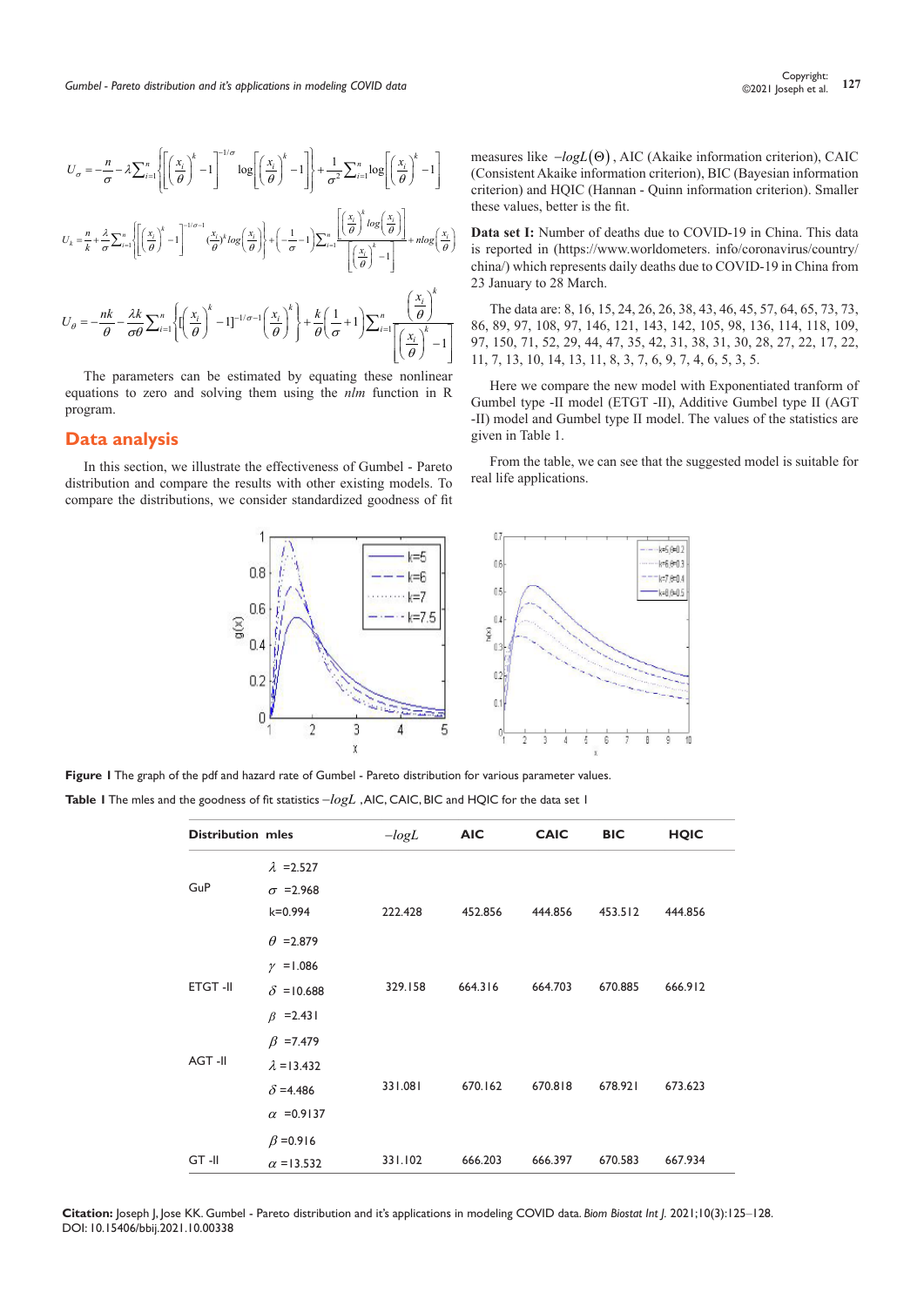$$U_{\sigma}=-\frac{n}{\sigma}-\lambda\sum_{i=1}^{n}\left\{\left[\left(\frac{x_i}{\theta}\right)^k-1\right]^{-1/\sigma}\log\left[\left(\frac{x_i}{\theta}\right)^k-1\right]\right\}+\frac{1}{\sigma^2}\sum_{i=1}^{n}\log\left[\left(\frac{x_i}{\theta}\right)^k-1\right]$$

$$U_k=\frac{n}{k}+\frac{\lambda}{\sigma}\sum_{i=1}^{n}\left\{\left[\left(\frac{x_i}{\theta}\right)^k-1\right]^{-1/\sigma-1}\left(\frac{x_i}{\theta}\right)^k\log\left(\frac{x_i}{\theta}\right)\right\}+\left(-\frac{1}{\sigma}-1\right)\sum_{i=1}^{n}\frac{\left[\left(\frac{x_i}{\theta}\right)^k\log\left(\frac{x_i}{\theta}\right)\right]}{\left[\left(\frac{x_i}{\theta}\right)^k-1\right]}+n\log\left(\frac{x_i}{\theta}\right)$$

$$U_{\theta}=-\frac{nk}{\theta}-\frac{\lambda k}{\sigma\theta}\sum_{i=1}^{n}\left\{\left[\left(\frac{x_i}{\theta}\right)^k-1\right]^{-1/\sigma-1}\left(\frac{x_i}{\theta}\right)^k\right\}+\frac{k}{\theta}\left(\frac{1}{\sigma}+1\right)\sum_{i=1}^{n}\frac{\left(\frac{x_i}{\theta}\right)^k}{\left[\left(\frac{x_i}{\theta}\right)^k-1\right]}$$

The parameters can be estimated by equating these nonlinear equations to zero and solving them using the *nlm* function in R program.

## Data analysis

In this section, we illustrate the effectiveness of Gumbel - Pareto distribution and compare the results with other existing models. To compare the distributions, we consider standardized goodness of fit measures like $-logL(\Theta)$, AIC (Akaike information criterion), CAIC (Consistent Akaike information criterion), BIC (Bayesian information criterion) and HQIC (Hannan - Quinn information criterion). Smaller these values, better is the fit.

**Data set I:** Number of deaths due to COVID-19 in China. This data is reported in (https://www.worldometers. info/coronavirus/country/china/) which represents daily deaths due to COVID-19 in China from 23 January to 28 March.

The data are: 8, 16, 15, 24, 26, 26, 38, 43, 46, 45, 57, 64, 65, 73, 73, 86, 89, 97, 108, 97, 146, 121, 143, 142, 105, 98, 136, 114, 118, 109, 97, 150, 71, 52, 29, 44, 47, 35, 42, 31, 38, 31, 30, 28, 27, 22, 17, 22, 11, 7, 13, 10, 14, 13, 11, 8, 3, 7, 6, 9, 7, 4, 6, 5, 3, 5.

Here we compare the new model with Exponentiated tranform of Gumbel type -II model (ETGT -II), Additive Gumbel type II (AGT -II) model and Gumbel type II model. The values of the statistics are given in Table 1.

From the table, we can see that the suggested model is suitable for real life applications.

**Figure 1** The graph of the pdf and hazard rate of Gumbel - Pareto distribution for various parameter values.

**Table 1** The mles and the goodness of fit statistics $-logL$, AIC, CAIC, BIC and HQIC for the data set I

| Distribution | mles | $-logL$ | AIC | CAIC | BIC | HQIC |
|---|---|---|---|---|---|---|
| GuP | $\lambda$ =2.527, $\sigma$ =2.968, k=0.994, $\theta$ =2.879 | 222.428 | 452.856 | 444.856 | 453.512 | 444.856 |
| ETGT -II | $\gamma$ =1.086, $\delta$ =10.688, $\beta$ =2.431 | 329.158 | 664.316 | 664.703 | 670.885 | 666.912 |
| AGT -II | $\beta$ =7.479, $\lambda$ =13.432, $\delta$ =4.486, $\alpha$ =0.9137 | 331.081 | 670.162 | 670.818 | 678.921 | 673.623 |
| GT -II | $\beta$ =0.916, $\alpha$ =13.532 | 331.102 | 666.203 | 666.397 | 670.583 | 667.934 |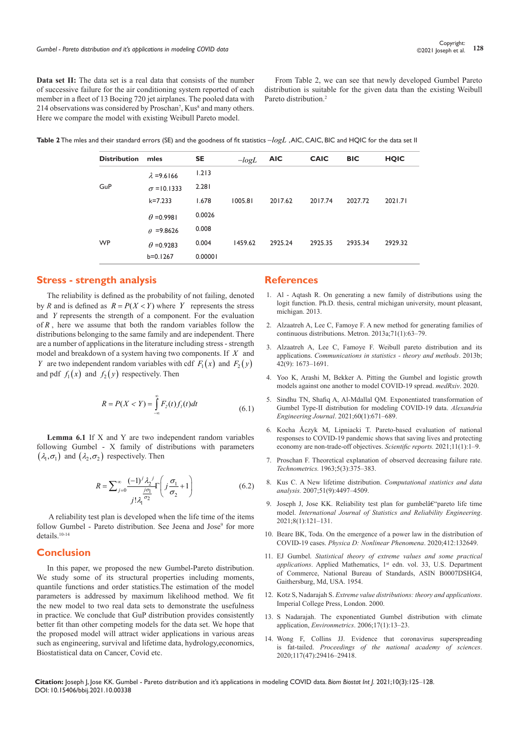**Data set II:** The data set is a real data that consists of the number of successive failure for the air conditioning system reported of each member in a fleet of 13 Boeing 720 jet airplanes. The pooled data with 214 observations was considered by Proschan[7], Kus[8] and many others. Here we compare the model with existing Weibull Pareto model.

From Table 2, we can see that newly developed Gumbel Pareto distribution is suitable for the given data than the existing Weibull Pareto distribution.[2]

**Table 2** The mles and their standard errors (SE) and the goodness of fit statistics $-logL$ , AIC, CAIC, BIC and HQIC for the data set II

| Distribution | mles | SE | $-logL$ | AIC | CAIC | BIC | HQIC |
|---|---|---|---|---|---|---|---|
| GuP | $\lambda$ =9.6166 | 1.213 | | | | | |
| | $\sigma$ =10.1333 | 2.281 | | | | | |
| | k=7.233 | 1.678 | 1005.81 | 2017.62 | 2017.74 | 2027.72 | 2021.71 |
| | $\theta$ =0.9981 | 0.0026 | | | | | |
| WP | $\theta$ =9.8626 | 0.008 | | | | | |
| | $\theta$ =0.9283 | 0.004 | 1459.62 | 2925.24 | 2925.35 | 2935.34 | 2929.32 |
| | b=0.1267 | 0.00001 | | | | | |

## Stress - strength analysis

The reliability is defined as the probability of not failing, denoted by $R$ and is defined as $R = P(X < Y)$ where $Y$ represents the stress and $Y$ represents the strength of a component. For the evaluation of $R$, here we assume that both the random variables follow the distributions belonging to the same family and are independent. There are a number of applications in the literature including stress - strength model and breakdown of a system having two components. If $X$ and $Y$ are two independent random variables with cdf $F_1(x)$ and $F_2(y)$ and pdf $f_1(x)$ and $f_2(y)$ respectively. Then

$$R = P(X < Y) = \int_{-\infty}^{\infty} F_2(t) f_1(t)dt \tag{6.1}$$

**Lemma 6.1** If X and Y are two independent random variables following Gumbel - X family of distributions with parameters $(\lambda_1, \sigma_1)$ and $(\lambda_2, \sigma_2)$ respectively. Then

$$R = \sum_{j=0}^{\infty} \frac{(-1)^j \lambda_2{}^j}{j! \lambda_1^{\frac{j\sigma_1}{\sigma_2}}} \Gamma\left(j\frac{\sigma_1}{\sigma_2} + 1\right) \tag{6.2}$$

A reliability test plan is developed when the life time of the items follow Gumbel - Pareto distribution. See Jeena and Jose[9] for more details.[10-14]

## Conclusion

In this paper, we proposed the new Gumbel-Pareto distribution. We study some of its structural properties including moments, quantile functions and order statistics.The estimation of the model parameters is addressed by maximum likelihood method. We fit the new model to two real data sets to demonstrate the usefulness in practice. We conclude that GuP distribution provides consistently better fit than other competing models for the data set. We hope that the proposed model will attract wider applications in various areas such as engineering, survival and lifetime data, hydrology,economics, Biostatistical data on Cancer, Covid etc.

## References

1. Al - Aqtash R. On generating a new family of distributions using the logit function. Ph.D. thesis, central michigan university, mount pleasant, michigan. 2013.
2. Alzaatreh A, Lee C, Famoye F. A new method for generating families of continuous distributions. Metron. 2013a;71(1):63–79.
3. Alzaatreh A, Lee C, Famoye F. Weibull pareto distribution and its applications. *Communications in statistics - theory and methods*. 2013b; 42(9): 1673–1691.
4. Yoo K, Arashi M, Bekker A. Pitting the Gumbel and logistic growth models against one another to model COVID-19 spread. *medRxiv*. 2020.
5. Sindhu TN, Shafiq A, Al-Mdallal QM. Exponentiated transformation of Gumbel Type-II distribution for modeling COVID-19 data. *Alexandria Engineering Journal*. 2021;60(1):671–689.
6. Kocha Åczyk M, Lipniacki T. Pareto-based evaluation of national responses to COVID-19 pandemic shows that saving lives and protecting economy are non-trade-off objectives. *Scientific reports.* 2021;11(1):1–9.
7. Proschan F. Theoretical explanation of observed decreasing failure rate. *Technometrics.* 1963;5(3):375–383.
8. Kus C. A New lifetime distribution. *Computational statistics and data analysis.* 2007;51(9):4497–4509.
9. Joseph J, Jose KK. Reliability test plan for gumbelâ€"pareto life time model. *International Journal of Statistics and Reliability Engineering*. 2021;8(1):121–131.
10. Beare BK, Toda. On the emergence of a power law in the distribution of COVID-19 cases. *Physica D: Nonlinear Phenomena*. 2020;412:132649.
11. EJ Gumbel. *Statistical theory of extreme values and some practical applications*. Applied Mathematics, 1st edn. vol. 33, U.S. Department of Commerce, National Bureau of Standards, ASIN B0007DSHG4, Gaithersburg, Md, USA. 1954.
12. Kotz S, Nadarajah S. *Extreme value distributions: theory and applications*. Imperial College Press, London. 2000.
13. S Nadarajah. The exponentiated Gumbel distribution with climate application, *Environmetrics*. 2006;17(1):13–23.
14. Wong F, Collins JJ. Evidence that coronavirus superspreading is fat-tailed. *Proceedings of the national academy of sciences*. 2020;117(47):29416–29418.